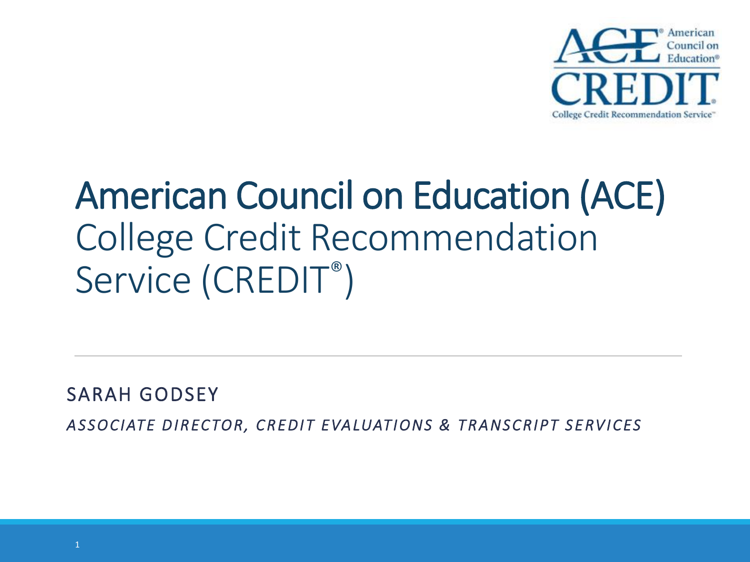# American Council on Education (ACE) College Credit Recommendation Service (CREDIT®)

SARAH GODSEY

*ASSOCIATE DIRECTOR, CREDIT EVALUATIONS & TRANSCRIPT SERVICES*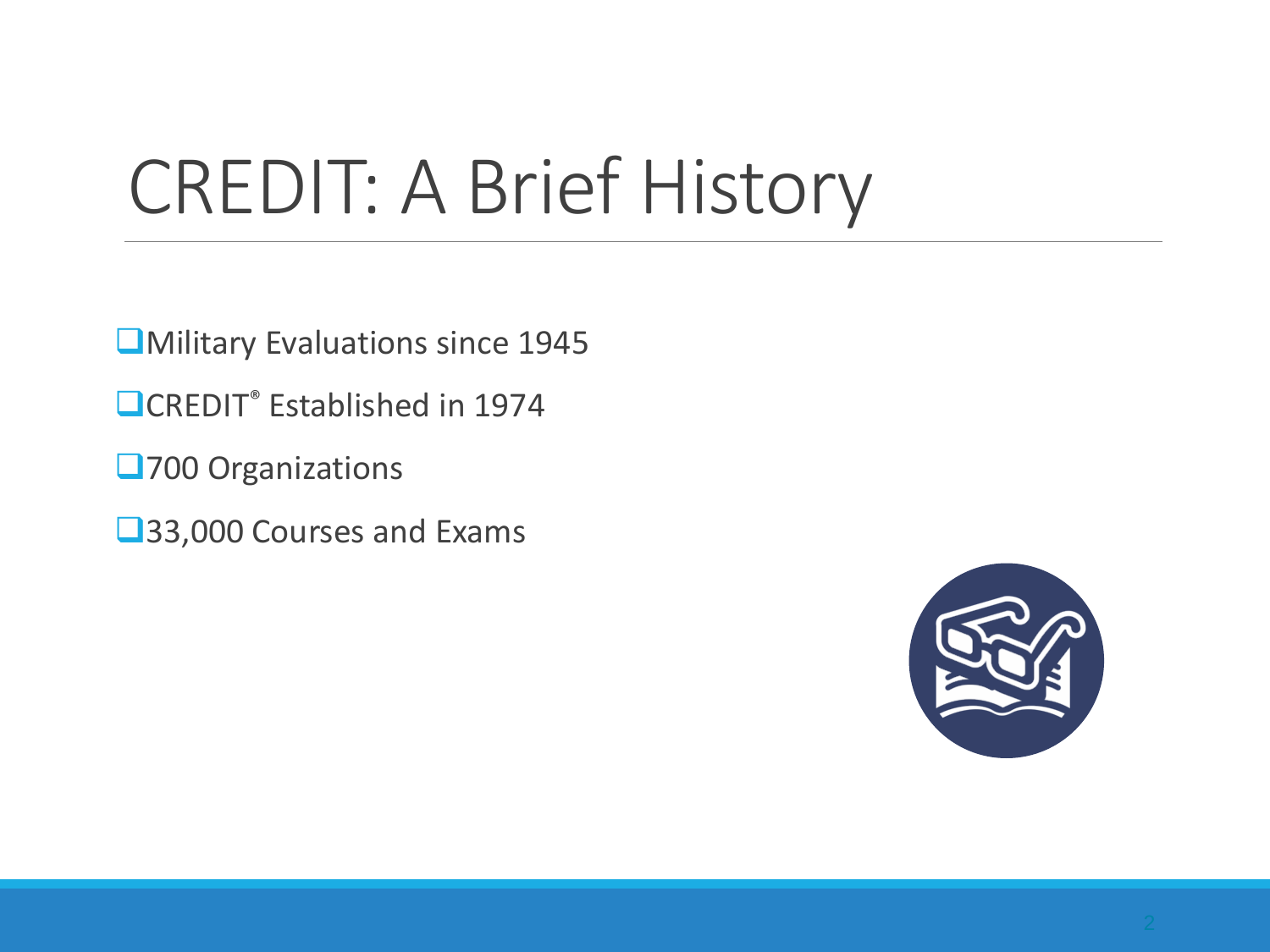# CREDIT: A Brief History

- Military Evaluations since 1945
- CREDIT® Established in 1974
- 700 Organizations
- 33,000 Courses and Exams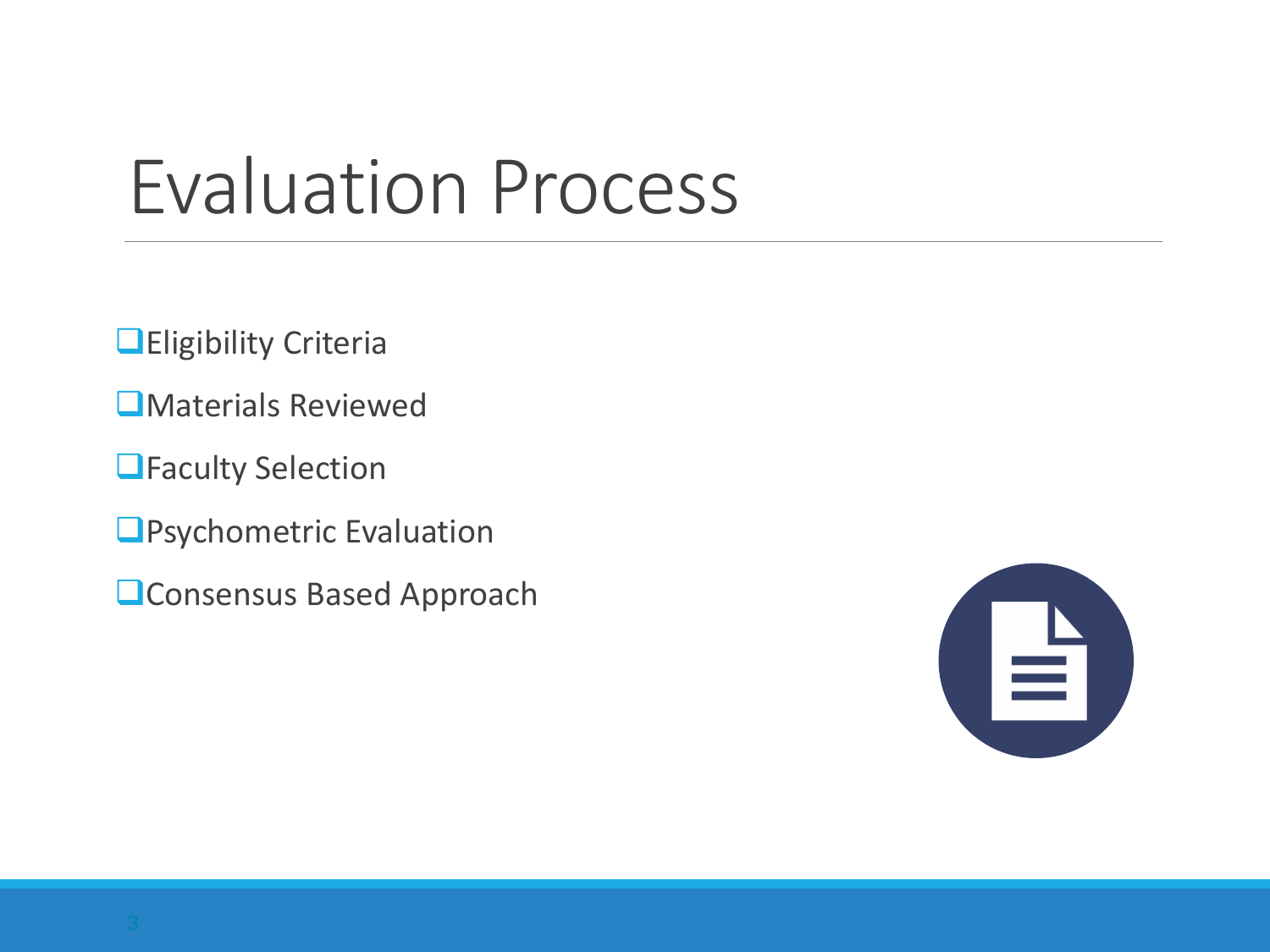# Evaluation Process

- Eligibility Criteria
- Materials Reviewed
- Faculty Selection
- Psychometric Evaluation
- Consensus Based Approach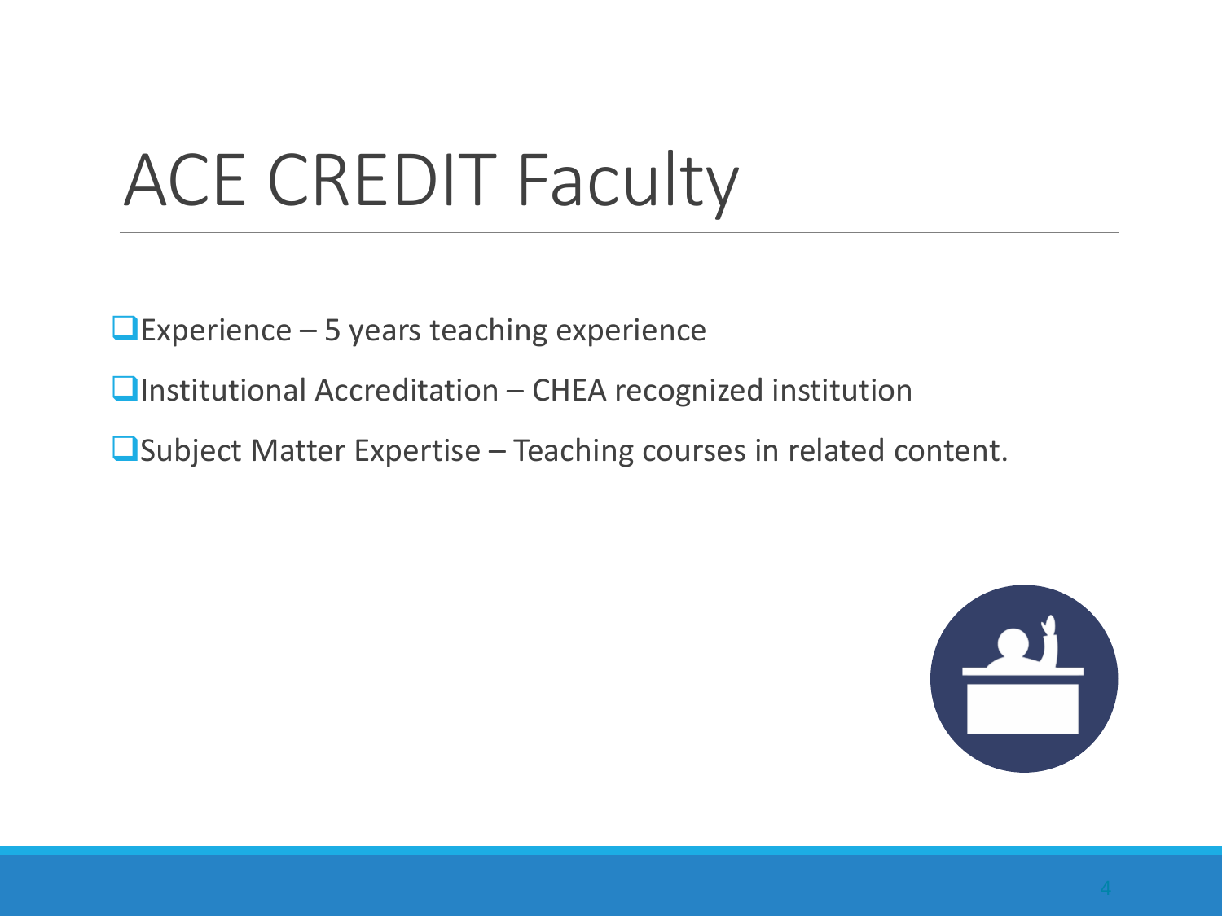# ACE CREDIT Faculty

- Experience – 5 years teaching experience
- Institutional Accreditation – CHEA recognized institution
- Subject Matter Expertise – Teaching courses in related content.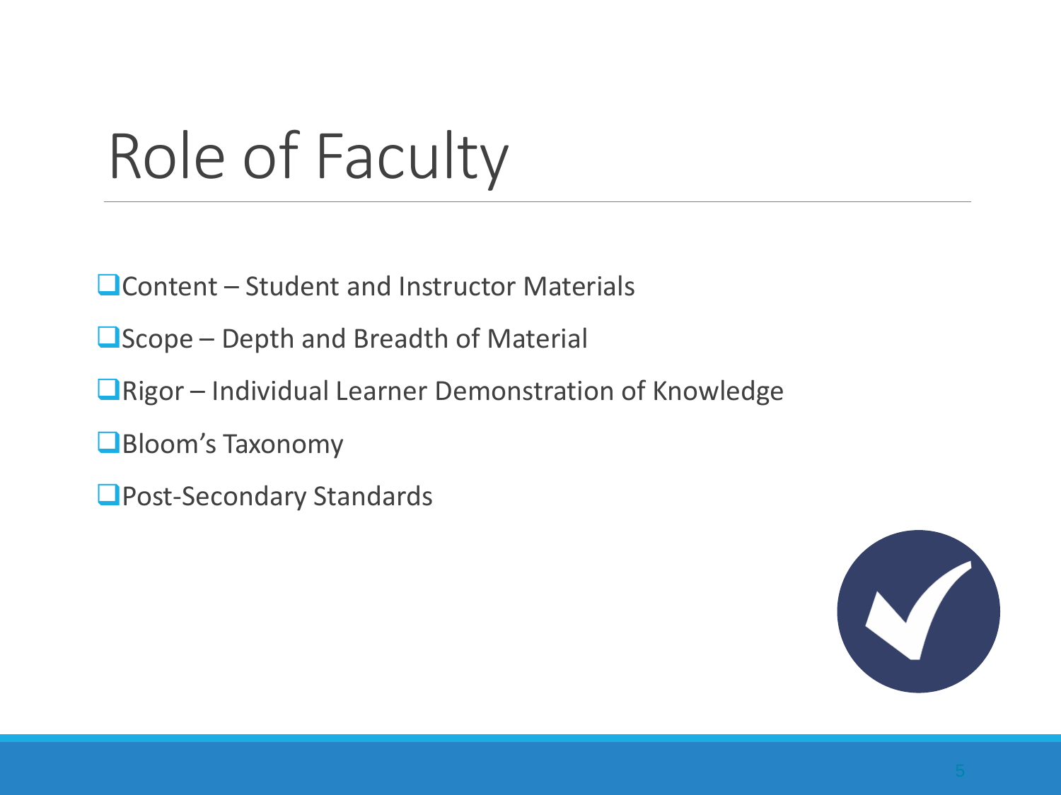# Role of Faculty

- Content – Student and Instructor Materials
- Scope – Depth and Breadth of Material
- Rigor – Individual Learner Demonstration of Knowledge
- Bloom's Taxonomy
- Post-Secondary Standards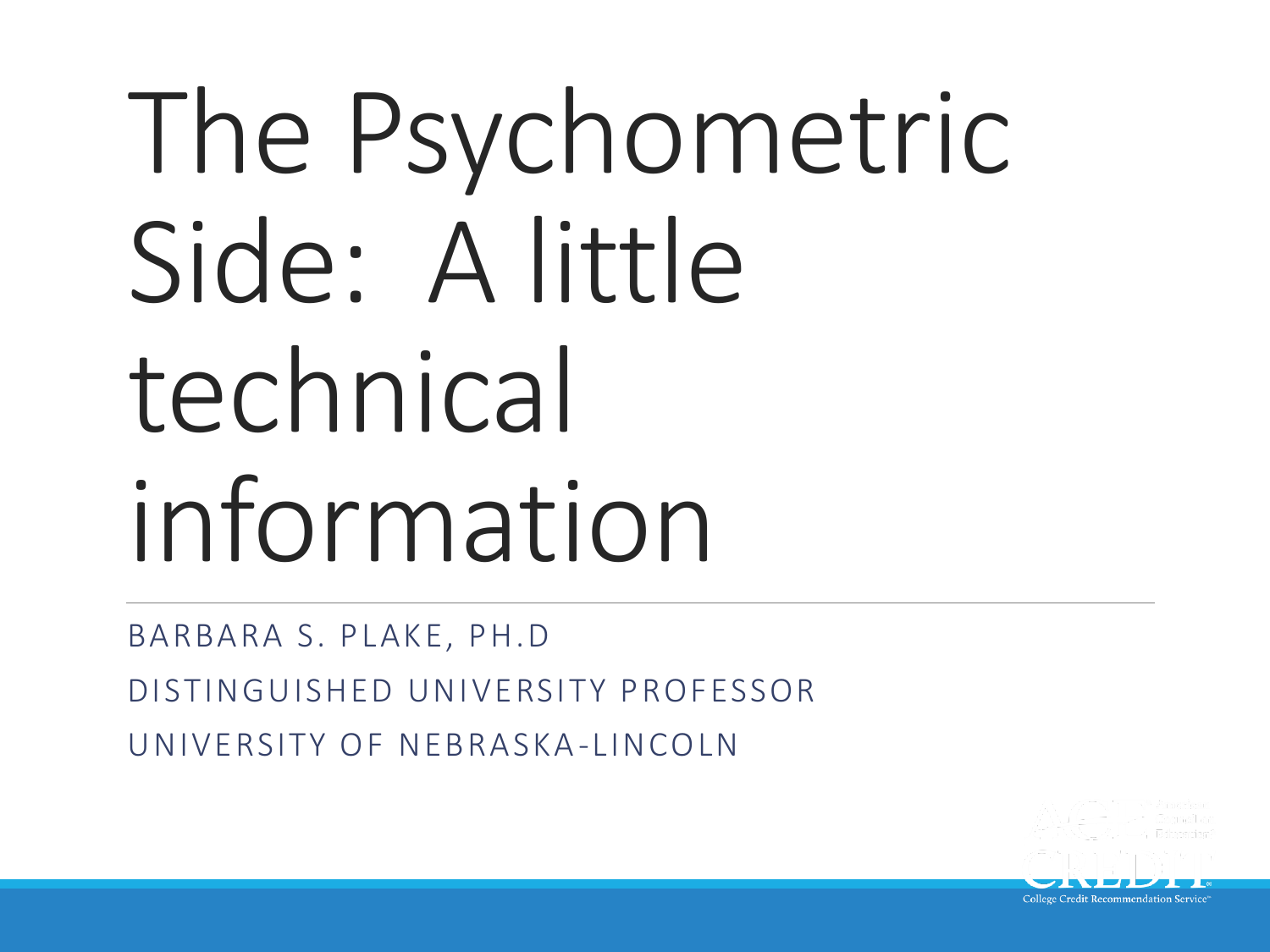# The Psychometric Side: A little technical information

BARBARA S. PLAKE, PH.D

DISTINGUISHED UNIVERSITY PROFESSOR

UNIVERSITY OF NEBRASKA-LINCOLN

College Credit Recommendation Service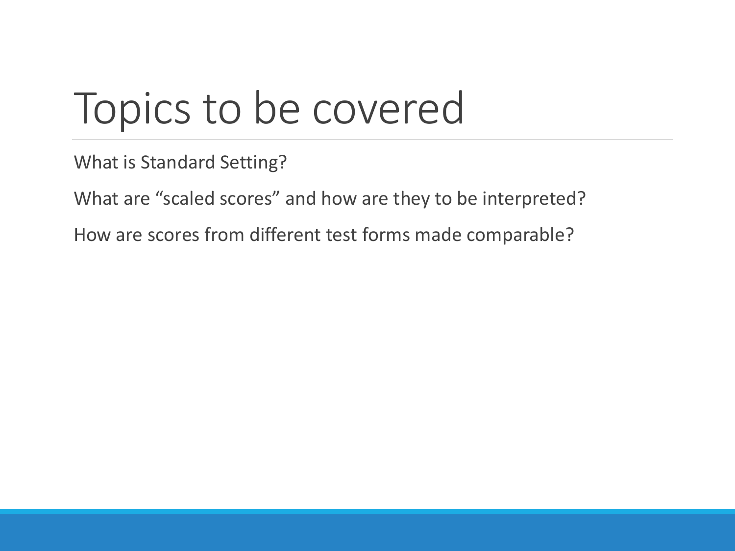# Topics to be covered

What is Standard Setting?

What are “scaled scores” and how are they to be interpreted?

How are scores from different test forms made comparable?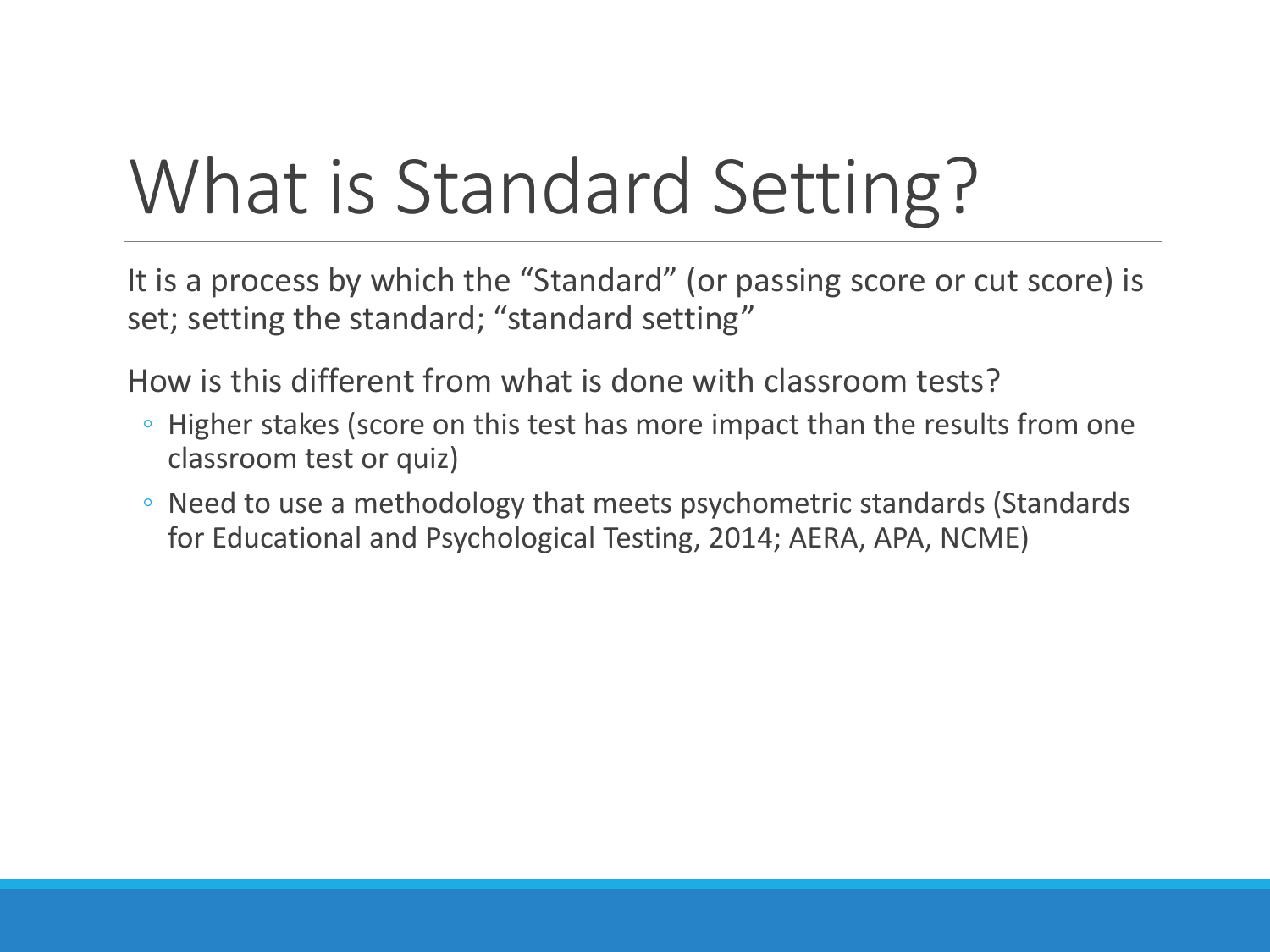# What is Standard Setting?

It is a process by which the “Standard” (or passing score or cut score) is set; setting the standard; “standard setting”

How is this different from what is done with classroom tests?

- Higher stakes (score on this test has more impact than the results from one classroom test or quiz)
- Need to use a methodology that meets psychometric standards (Standards for Educational and Psychological Testing, 2014; AERA, APA, NCME)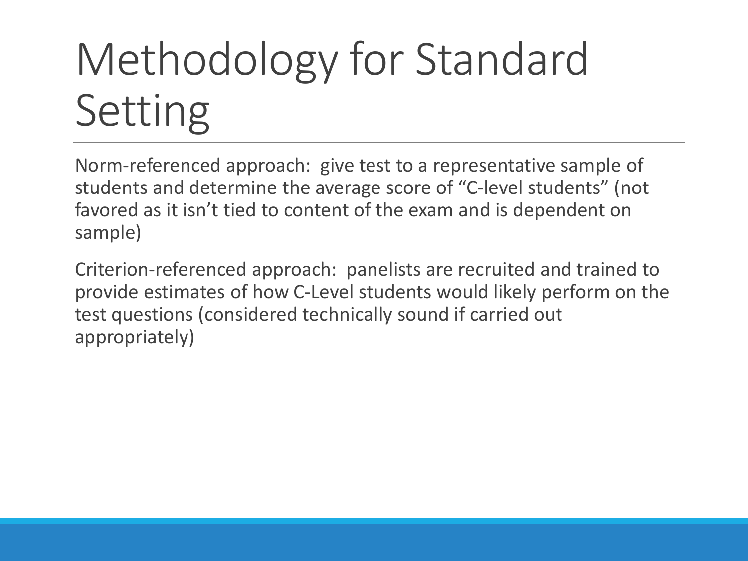# Methodology for Standard Setting

Norm-referenced approach: give test to a representative sample of students and determine the average score of "C-level students" (not favored as it isn't tied to content of the exam and is dependent on sample)

Criterion-referenced approach: panelists are recruited and trained to provide estimates of how C-Level students would likely perform on the test questions (considered technically sound if carried out appropriately)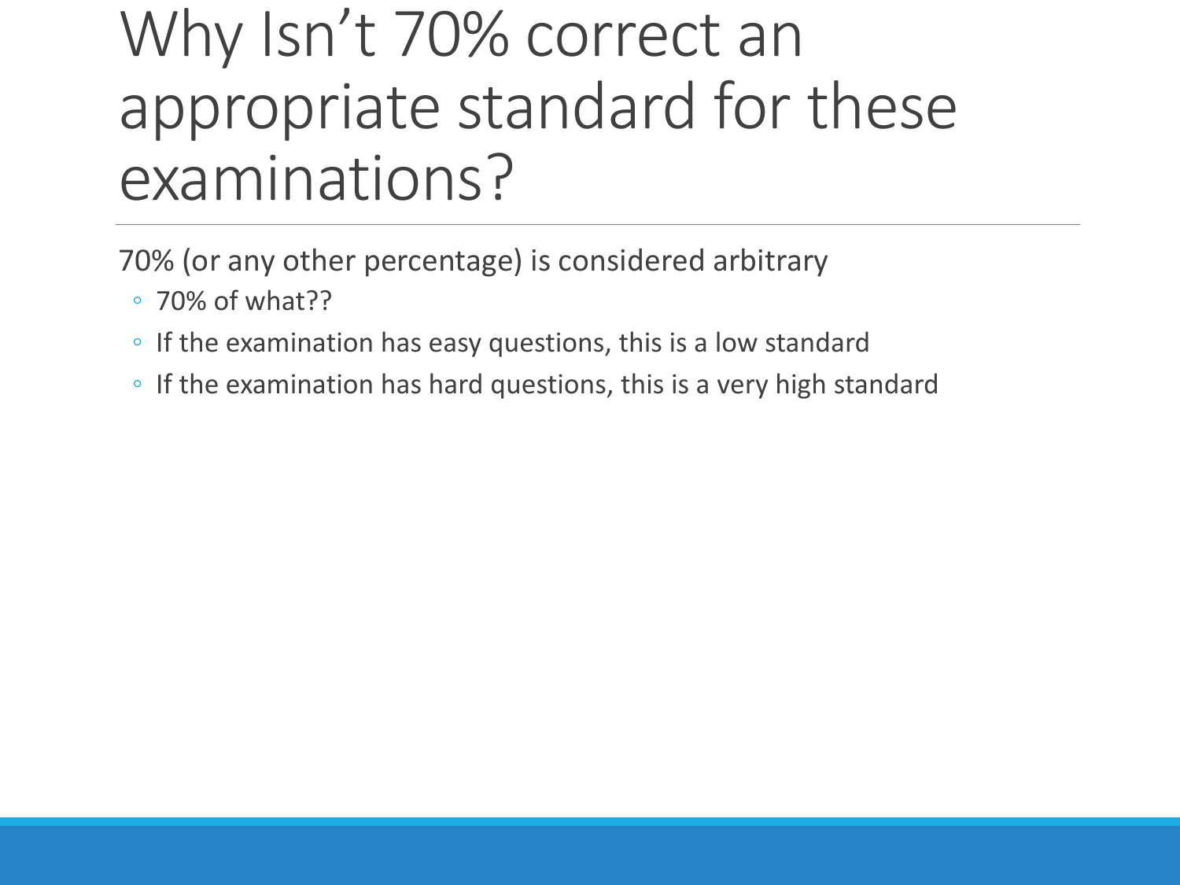# Why Isn’t 70% correct an appropriate standard for these examinations?

70% (or any other percentage) is considered arbitrary

- 70% of what??
- If the examination has easy questions, this is a low standard
- If the examination has hard questions, this is a very high standard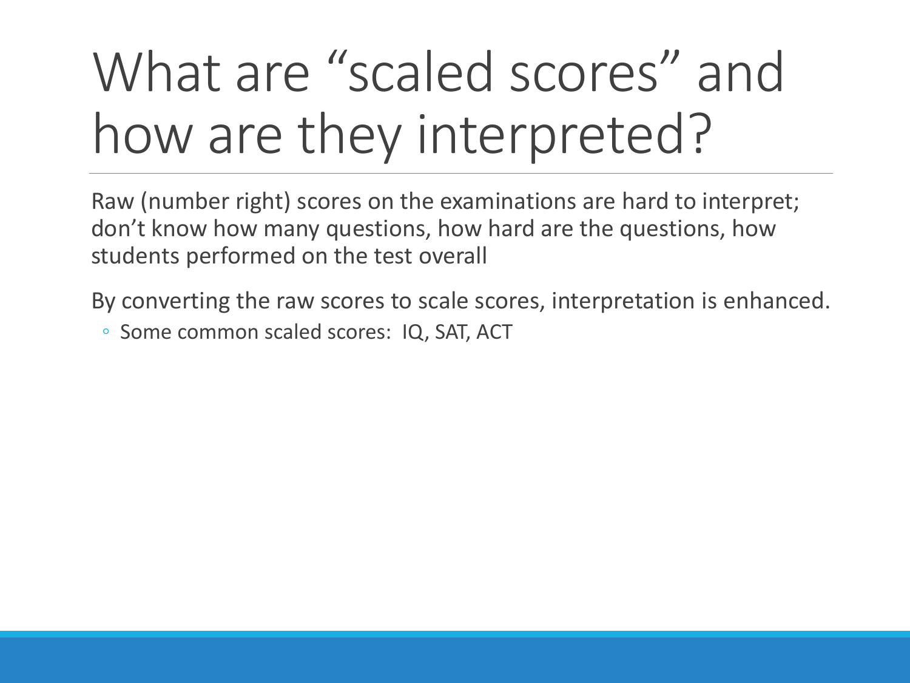# What are “scaled scores” and how are they interpreted?

Raw (number right) scores on the examinations are hard to interpret; don’t know how many questions, how hard are the questions, how students performed on the test overall

By converting the raw scores to scale scores, interpretation is enhanced.

- Some common scaled scores: IQ, SAT, ACT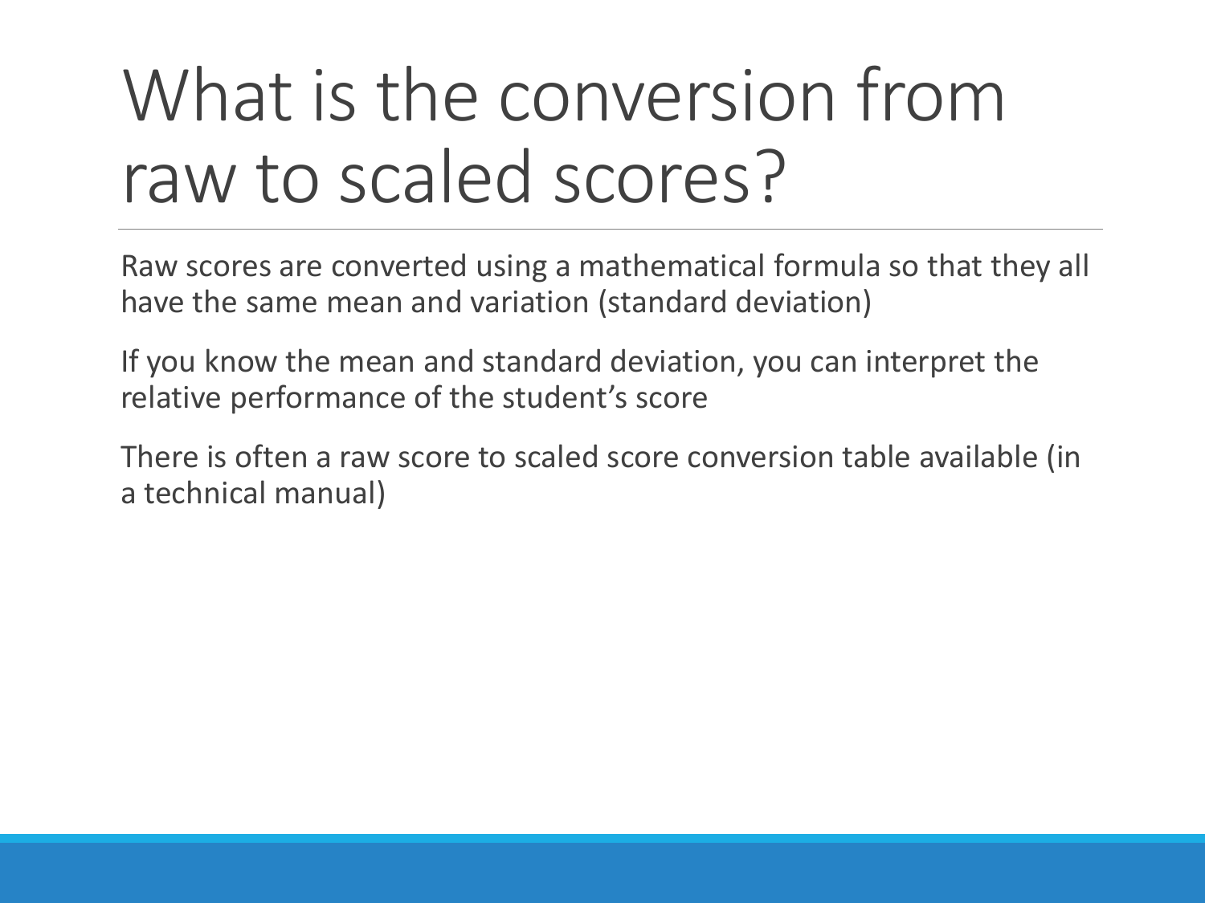# What is the conversion from raw to scaled scores?

Raw scores are converted using a mathematical formula so that they all have the same mean and variation (standard deviation)

If you know the mean and standard deviation, you can interpret the relative performance of the student's score

There is often a raw score to scaled score conversion table available (in a technical manual)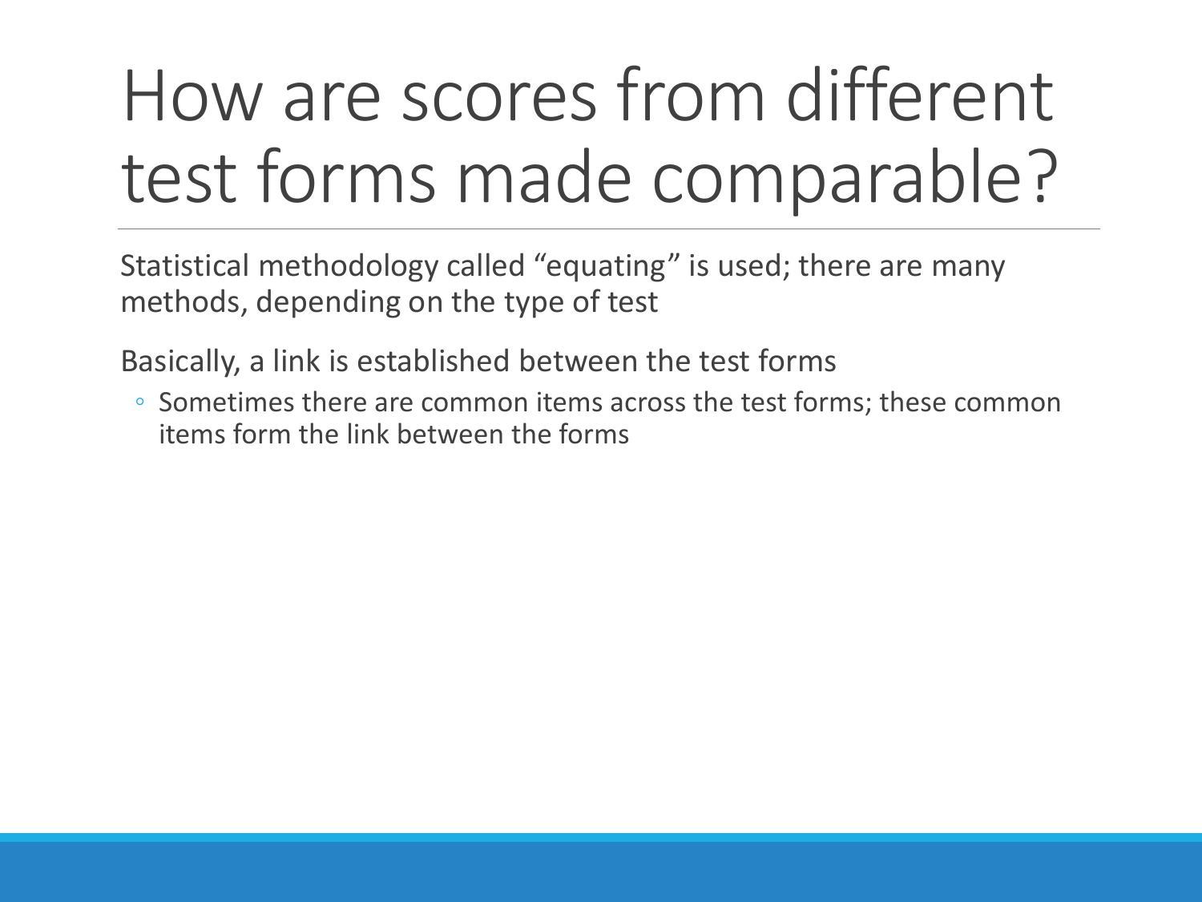# How are scores from different test forms made comparable?

Statistical methodology called "equating" is used; there are many methods, depending on the type of test

Basically, a link is established between the test forms

- Sometimes there are common items across the test forms; these common items form the link between the forms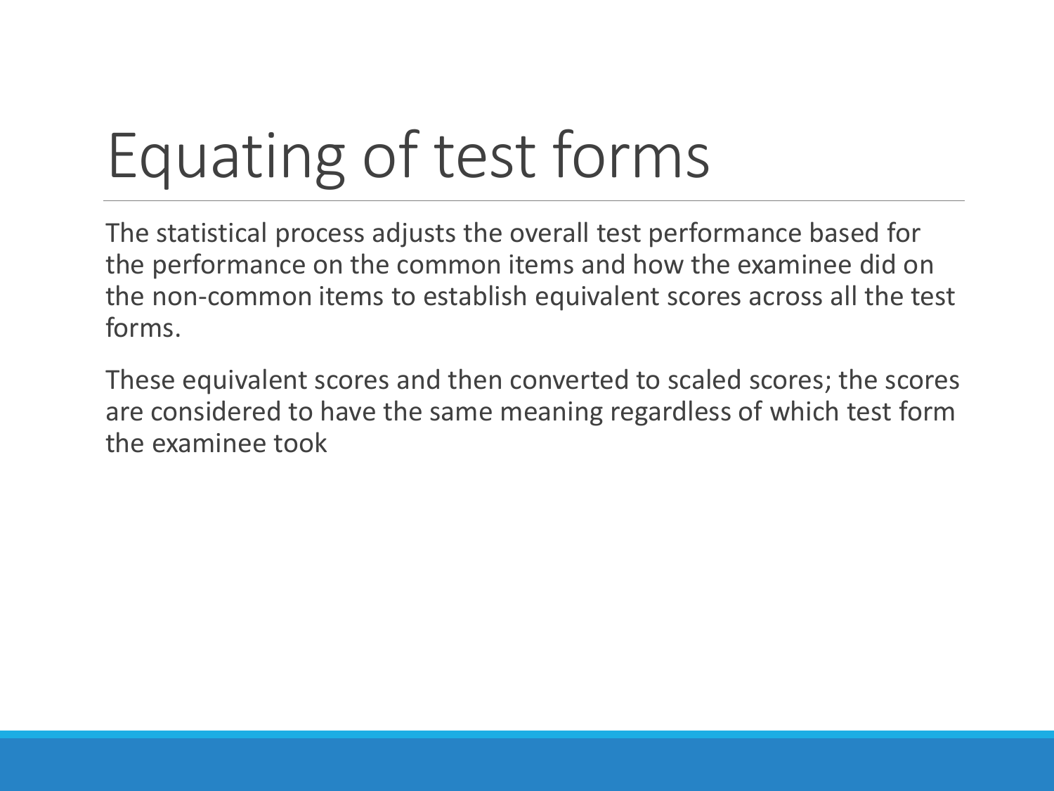# Equating of test forms

The statistical process adjusts the overall test performance based for the performance on the common items and how the examinee did on the non-common items to establish equivalent scores across all the test forms.

These equivalent scores and then converted to scaled scores; the scores are considered to have the same meaning regardless of which test form the examinee took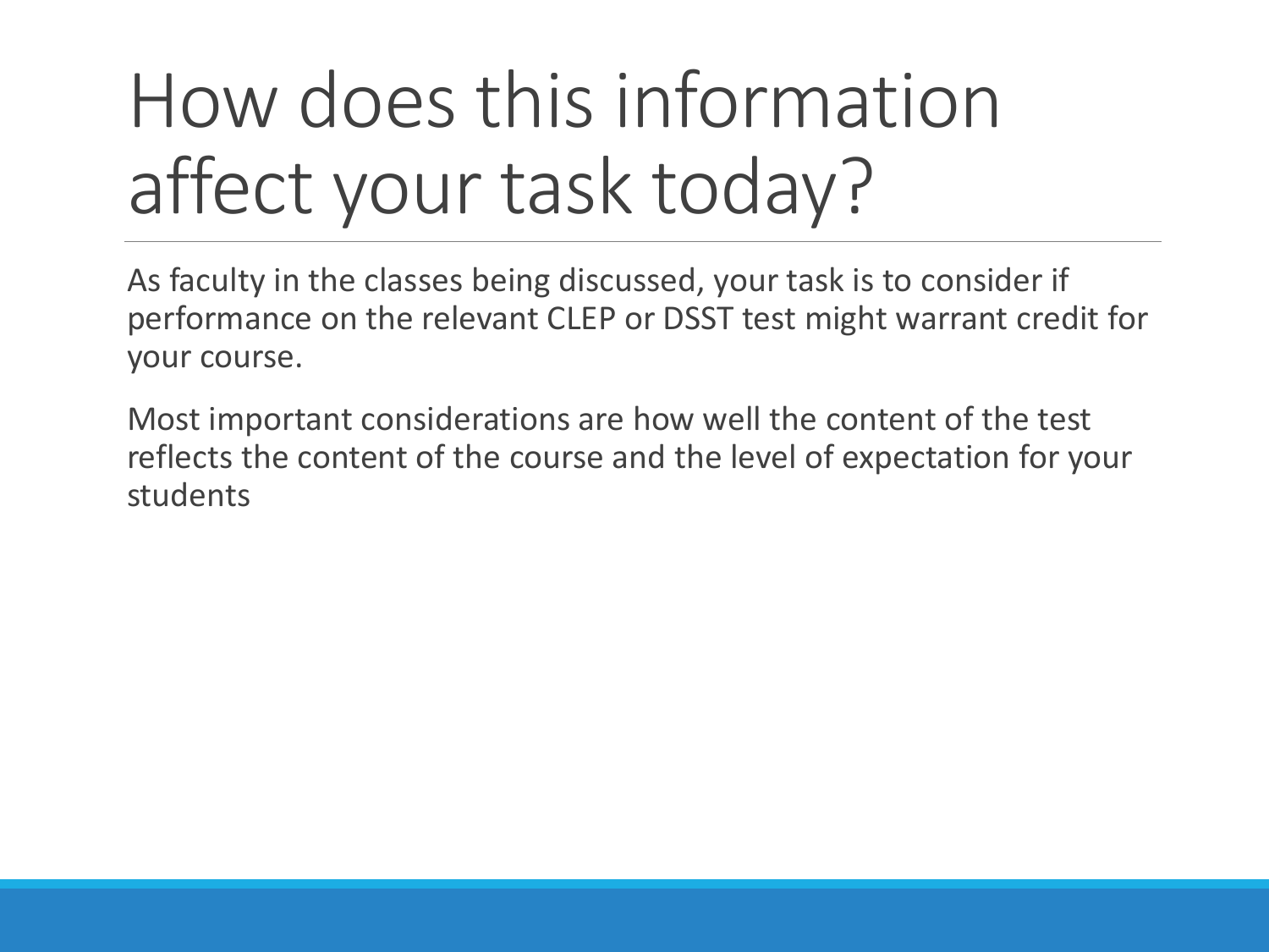# How does this information affect your task today?

As faculty in the classes being discussed, your task is to consider if performance on the relevant CLEP or DSST test might warrant credit for your course.

Most important considerations are how well the content of the test reflects the content of the course and the level of expectation for your students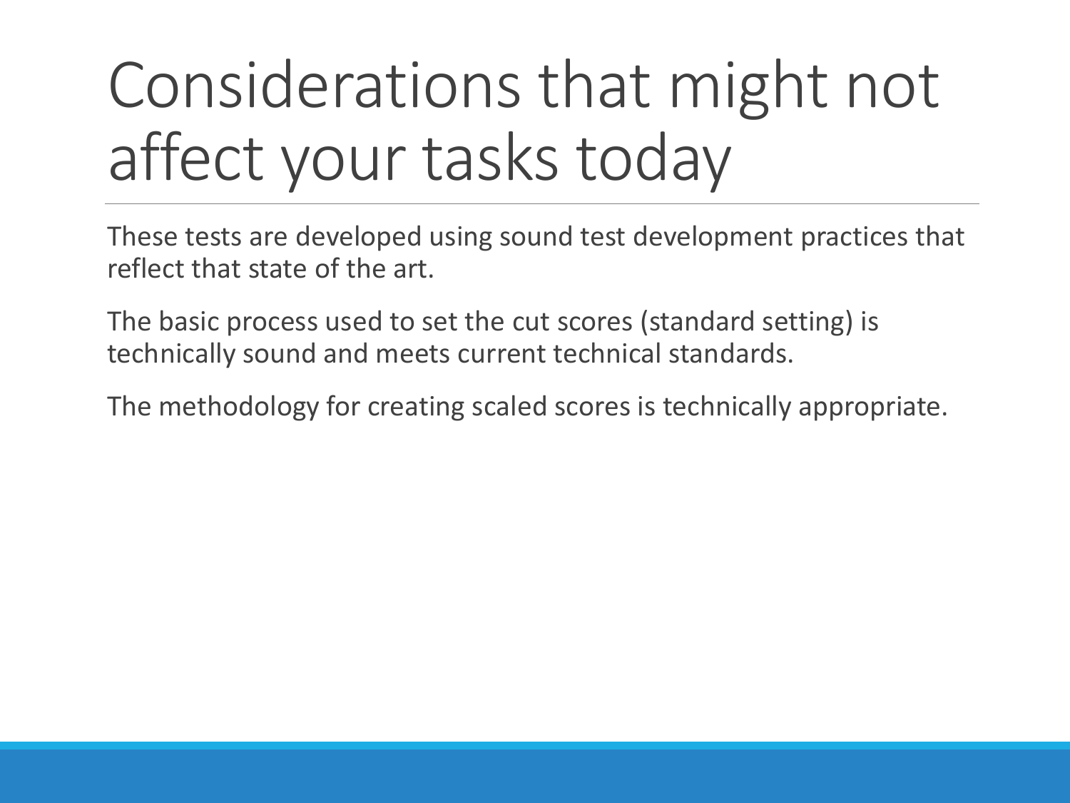# Considerations that might not affect your tasks today

These tests are developed using sound test development practices that reflect that state of the art.

The basic process used to set the cut scores (standard setting) is technically sound and meets current technical standards.

The methodology for creating scaled scores is technically appropriate.